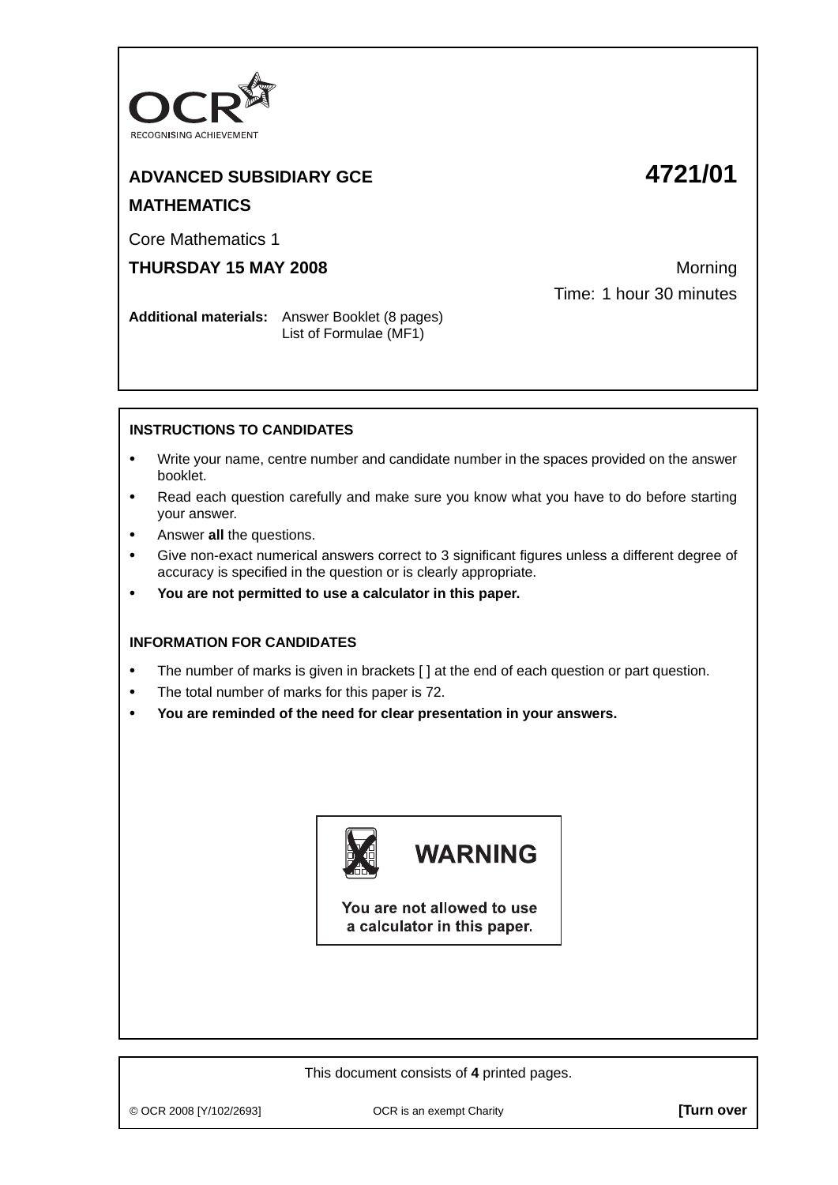OCR
RECOGNISING ACHIEVEMENT

**ADVANCED SUBSIDIARY GCE** **4721/01**

**MATHEMATICS**

Core Mathematics 1

**THURSDAY 15 MAY 2008** Morning

Time: 1 hour 30 minutes

**Additional materials:** Answer Booklet (8 pages)
List of Formulae (MF1)

**INSTRUCTIONS TO CANDIDATES**

- Write your name, centre number and candidate number in the spaces provided on the answer booklet.
- Read each question carefully and make sure you know what you have to do before starting your answer.
- Answer **all** the questions.
- Give non-exact numerical answers correct to 3 significant figures unless a different degree of accuracy is specified in the question or is clearly appropriate.
- **You are not permitted to use a calculator in this paper.**

**INFORMATION FOR CANDIDATES**

- The number of marks is given in brackets [ ] at the end of each question or part question.
- The total number of marks for this paper is 72.
- **You are reminded of the need for clear presentation in your answers.**

**WARNING**

You are not allowed to use a calculator in this paper.

This document consists of **4** printed pages.

© OCR 2008 [Y/102/2693] OCR is an exempt Charity **[Turn over**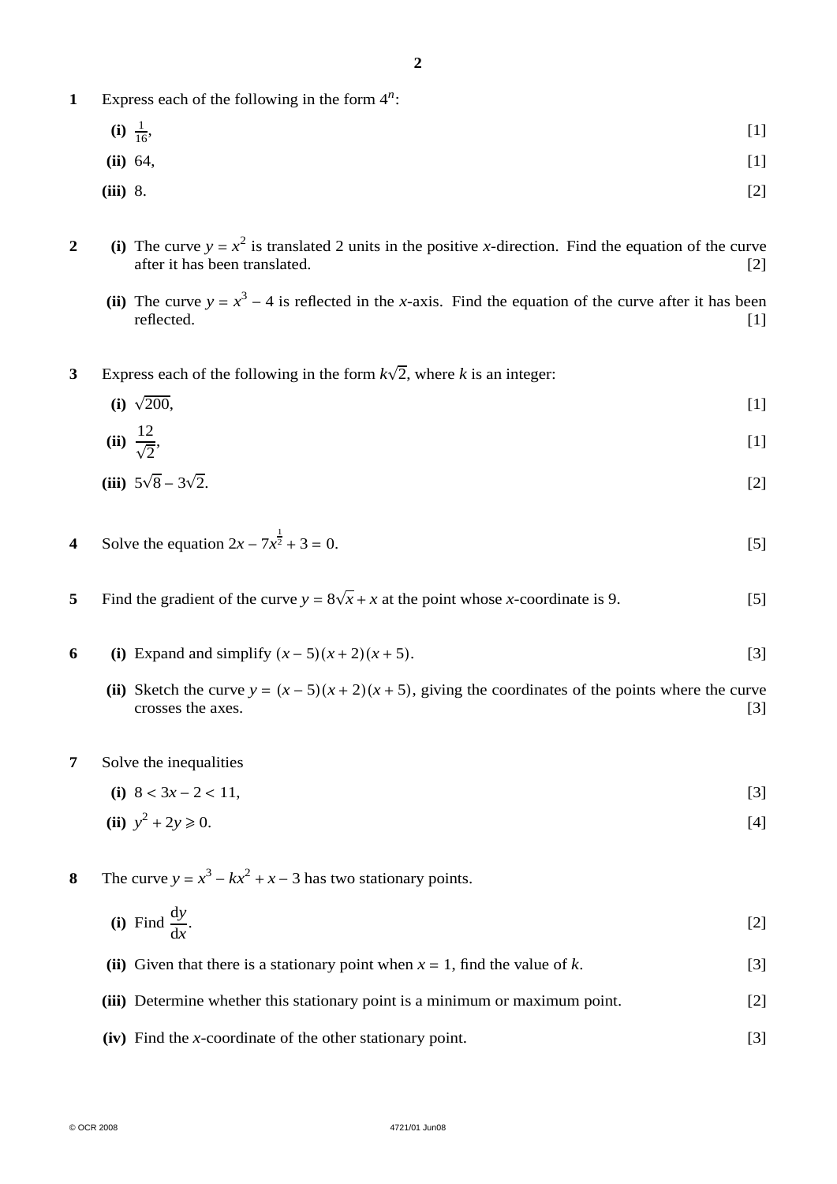**1** Express each of the following in the form $4^n$:

**(i)** $\frac{1}{16}$, [1]

**(ii)** 64, [1]

**(iii)** 8. [2]

**2** **(i)** The curve $y = x^2$ is translated 2 units in the positive $x$-direction. Find the equation of the curve after it has been translated. [2]

**(ii)** The curve $y = x^3 - 4$ is reflected in the $x$-axis. Find the equation of the curve after it has been reflected. [1]

**3** Express each of the following in the form $k\sqrt{2}$, where $k$ is an integer:

**(i)** $\sqrt{200}$, [1]

**(ii)** $\dfrac{12}{\sqrt{2}}$, [1]

**(iii)** $5\sqrt{8} - 3\sqrt{2}$. [2]

**4** Solve the equation $2x - 7x^{\frac{1}{2}} + 3 = 0$. [5]

**5** Find the gradient of the curve $y = 8\sqrt{x} + x$ at the point whose $x$-coordinate is 9. [5]

**6** **(i)** Expand and simplify $(x - 5)(x + 2)(x + 5)$. [3]

**(ii)** Sketch the curve $y = (x - 5)(x + 2)(x + 5)$, giving the coordinates of the points where the curve crosses the axes. [3]

**7** Solve the inequalities

**(i)** $8 < 3x - 2 < 11$, [3]

**(ii)** $y^2 + 2y \geqslant 0$. [4]

**8** The curve $y = x^3 - kx^2 + x - 3$ has two stationary points.

**(i)** Find $\dfrac{dy}{dx}$. [2]

**(ii)** Given that there is a stationary point when $x = 1$, find the value of $k$. [3]

**(iii)** Determine whether this stationary point is a minimum or maximum point. [2]

**(iv)** Find the $x$-coordinate of the other stationary point. [3]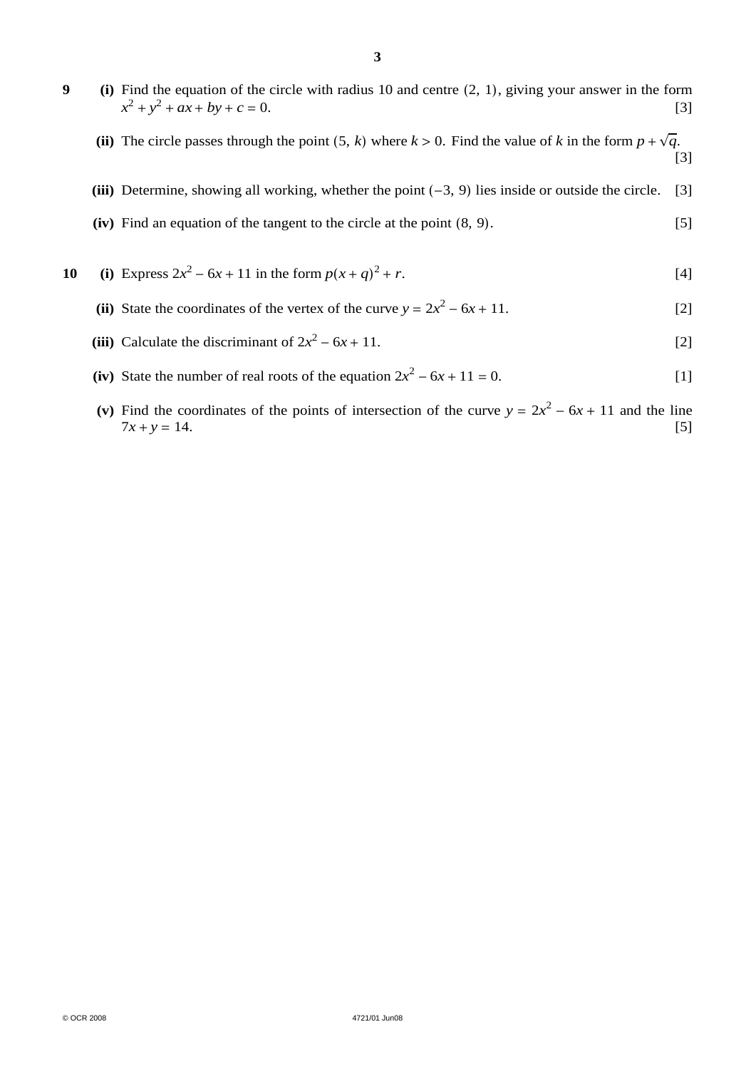**9** **(i)** Find the equation of the circle with radius 10 and centre $(2, 1)$, giving your answer in the form $x^2 + y^2 + ax + by + c = 0$. [3]

**(ii)** The circle passes through the point $(5, k)$ where $k > 0$. Find the value of $k$ in the form $p + \sqrt{q}$. [3]

**(iii)** Determine, showing all working, whether the point $(-3, 9)$ lies inside or outside the circle. [3]

**(iv)** Find an equation of the tangent to the circle at the point $(8, 9)$. [5]

**10** **(i)** Express $2x^2 - 6x + 11$ in the form $p(x + q)^2 + r$. [4]

**(ii)** State the coordinates of the vertex of the curve $y = 2x^2 - 6x + 11$. [2]

**(iii)** Calculate the discriminant of $2x^2 - 6x + 11$. [2]

**(iv)** State the number of real roots of the equation $2x^2 - 6x + 11 = 0$. [1]

**(v)** Find the coordinates of the points of intersection of the curve $y = 2x^2 - 6x + 11$ and the line $7x + y = 14$. [5]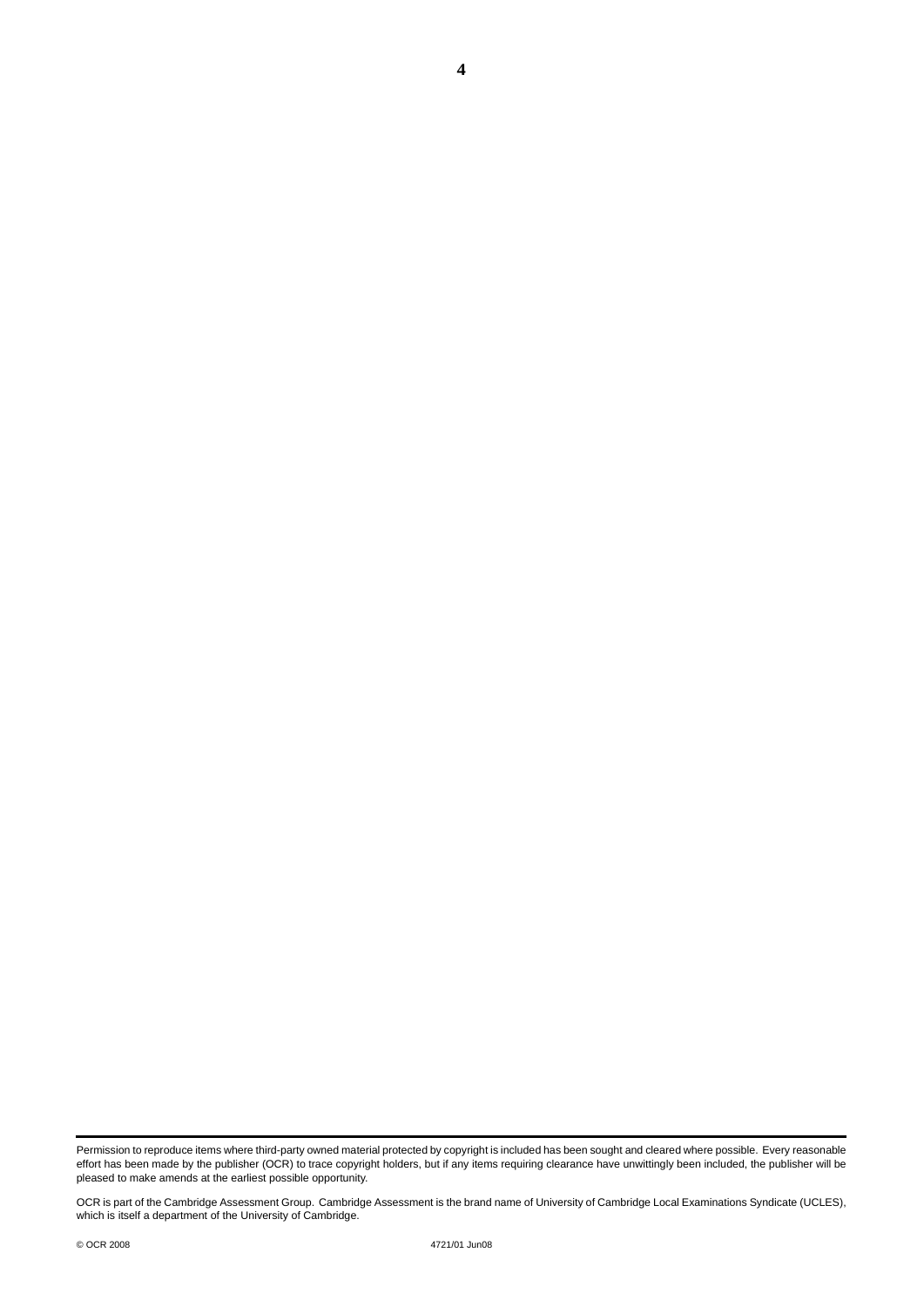Permission to reproduce items where third-party owned material protected by copyright is included has been sought and cleared where possible. Every reasonable effort has been made by the publisher (OCR) to trace copyright holders, but if any items requiring clearance have unwittingly been included, the publisher will be pleased to make amends at the earliest possible opportunity.

OCR is part of the Cambridge Assessment Group. Cambridge Assessment is the brand name of University of Cambridge Local Examinations Syndicate (UCLES), which is itself a department of the University of Cambridge.